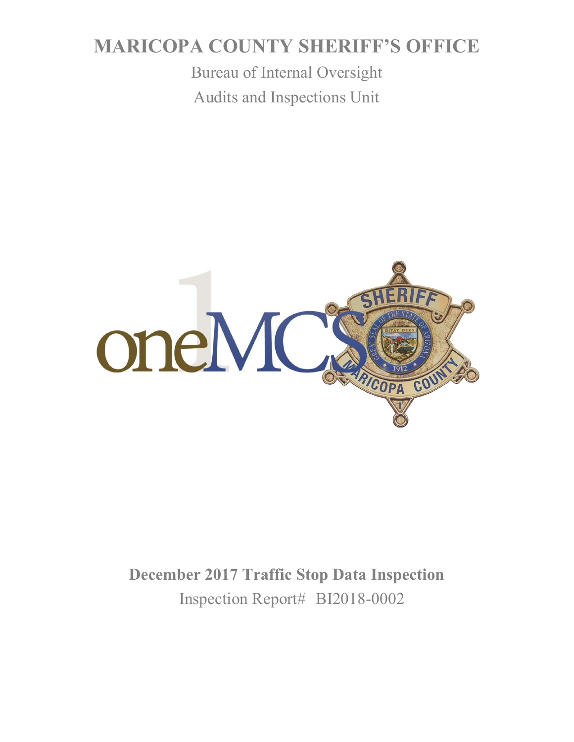# MARICOPA COUNTY SHERIFF'S OFFICE

Bureau of Internal Oversight

Audits and Inspections Unit

**December 2017 Traffic Stop Data Inspection**

Inspection Report# BI2018-0002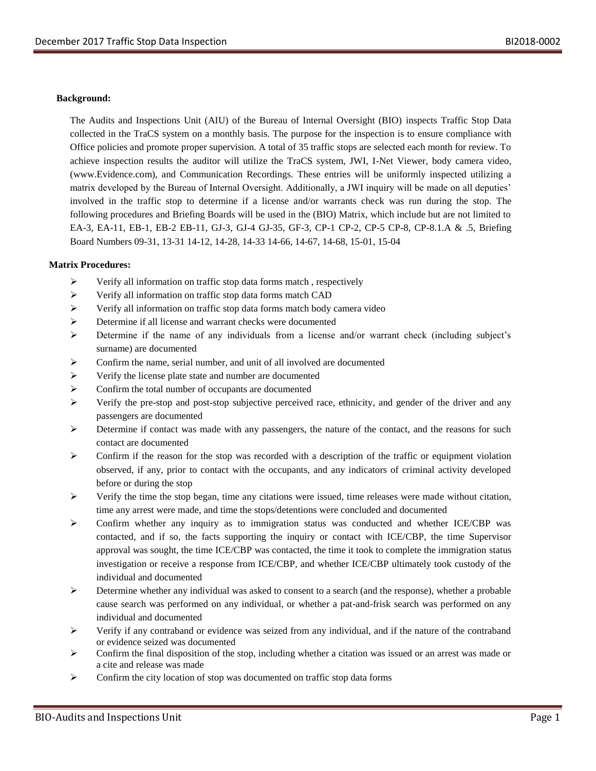**Background:**

The Audits and Inspections Unit (AIU) of the Bureau of Internal Oversight (BIO) inspects Traffic Stop Data collected in the TraCS system on a monthly basis. The purpose for the inspection is to ensure compliance with Office policies and promote proper supervision. A total of 35 traffic stops are selected each month for review. To achieve inspection results the auditor will utilize the TraCS system, JWI, I-Net Viewer, body camera video, (www.Evidence.com), and Communication Recordings. These entries will be uniformly inspected utilizing a matrix developed by the Bureau of Internal Oversight. Additionally, a JWI inquiry will be made on all deputies' involved in the traffic stop to determine if a license and/or warrants check was run during the stop. The following procedures and Briefing Boards will be used in the (BIO) Matrix, which include but are not limited to EA-3, EA-11, EB-1, EB-2 EB-11, GJ-3, GJ-4 GJ-35, GF-3, CP-1 CP-2, CP-5 CP-8, CP-8.1.A & .5, Briefing Board Numbers 09-31, 13-31 14-12, 14-28, 14-33 14-66, 14-67, 14-68, 15-01, 15-04

**Matrix Procedures:**

- Verify all information on traffic stop data forms match , respectively
- Verify all information on traffic stop data forms match CAD
- Verify all information on traffic stop data forms match body camera video
- Determine if all license and warrant checks were documented
- Determine if the name of any individuals from a license and/or warrant check (including subject's surname) are documented
- Confirm the name, serial number, and unit of all involved are documented
- Verify the license plate state and number are documented
- Confirm the total number of occupants are documented
- Verify the pre-stop and post-stop subjective perceived race, ethnicity, and gender of the driver and any passengers are documented
- Determine if contact was made with any passengers, the nature of the contact, and the reasons for such contact are documented
- Confirm if the reason for the stop was recorded with a description of the traffic or equipment violation observed, if any, prior to contact with the occupants, and any indicators of criminal activity developed before or during the stop
- Verify the time the stop began, time any citations were issued, time releases were made without citation, time any arrest were made, and time the stops/detentions were concluded and documented
- Confirm whether any inquiry as to immigration status was conducted and whether ICE/CBP was contacted, and if so, the facts supporting the inquiry or contact with ICE/CBP, the time Supervisor approval was sought, the time ICE/CBP was contacted, the time it took to complete the immigration status investigation or receive a response from ICE/CBP, and whether ICE/CBP ultimately took custody of the individual and documented
- Determine whether any individual was asked to consent to a search (and the response), whether a probable cause search was performed on any individual, or whether a pat-and-frisk search was performed on any individual and documented
- Verify if any contraband or evidence was seized from any individual, and if the nature of the contraband or evidence seized was documented
- Confirm the final disposition of the stop, including whether a citation was issued or an arrest was made or a cite and release was made
- Confirm the city location of stop was documented on traffic stop data forms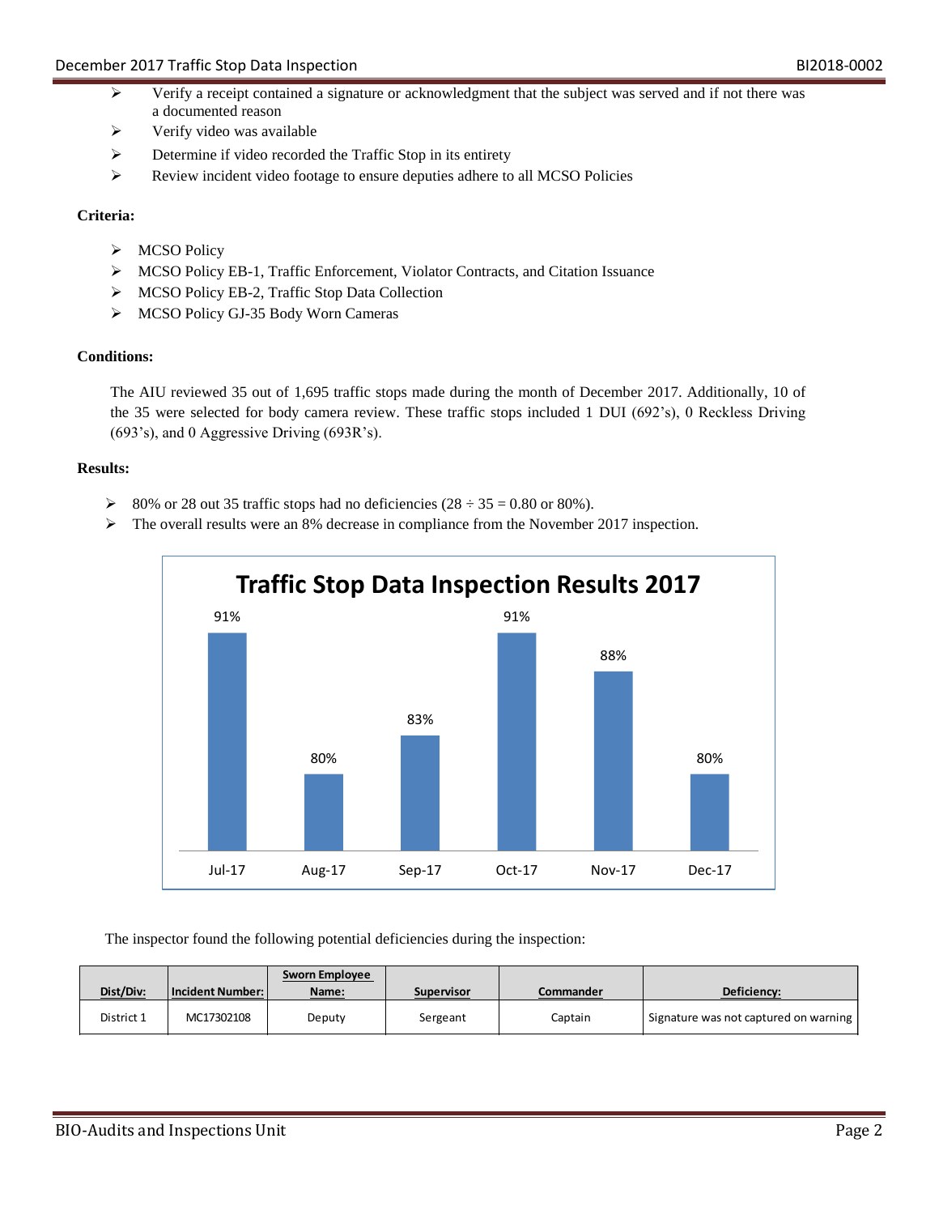- Verify a receipt contained a signature or acknowledgment that the subject was served and if not there was a documented reason
- Verify video was available
- Determine if video recorded the Traffic Stop in its entirety
- Review incident video footage to ensure deputies adhere to all MCSO Policies

**Criteria:**

- MCSO Policy
- MCSO Policy EB-1, Traffic Enforcement, Violator Contracts, and Citation Issuance
- MCSO Policy EB-2, Traffic Stop Data Collection
- MCSO Policy GJ-35 Body Worn Cameras

**Conditions:**

The AIU reviewed 35 out of 1,695 traffic stops made during the month of December 2017. Additionally, 10 of the 35 were selected for body camera review. These traffic stops included 1 DUI (692's), 0 Reckless Driving (693's), and 0 Aggressive Driving (693R's).

**Results:**

- 80% or 28 out 35 traffic stops had no deficiencies ($28 \div 35 = 0.80$ or 80%).
- The overall results were an 8% decrease in compliance from the November 2017 inspection.

Traffic Stop Data Inspection Results 2017

91%
80%
83%
91%
88%
80%

Jul-17
Aug-17
Sep-17
Oct-17
Nov-17
Dec-17

The inspector found the following potential deficiencies during the inspection:

| Dist/Div: | Incident Number: | Sworn Employee Name: | Supervisor | Commander | Deficiency: |
|---|---|---|---|---|---|
| District 1 | MC17302108 | Deputy | Sergeant | Captain | Signature was not captured on warning |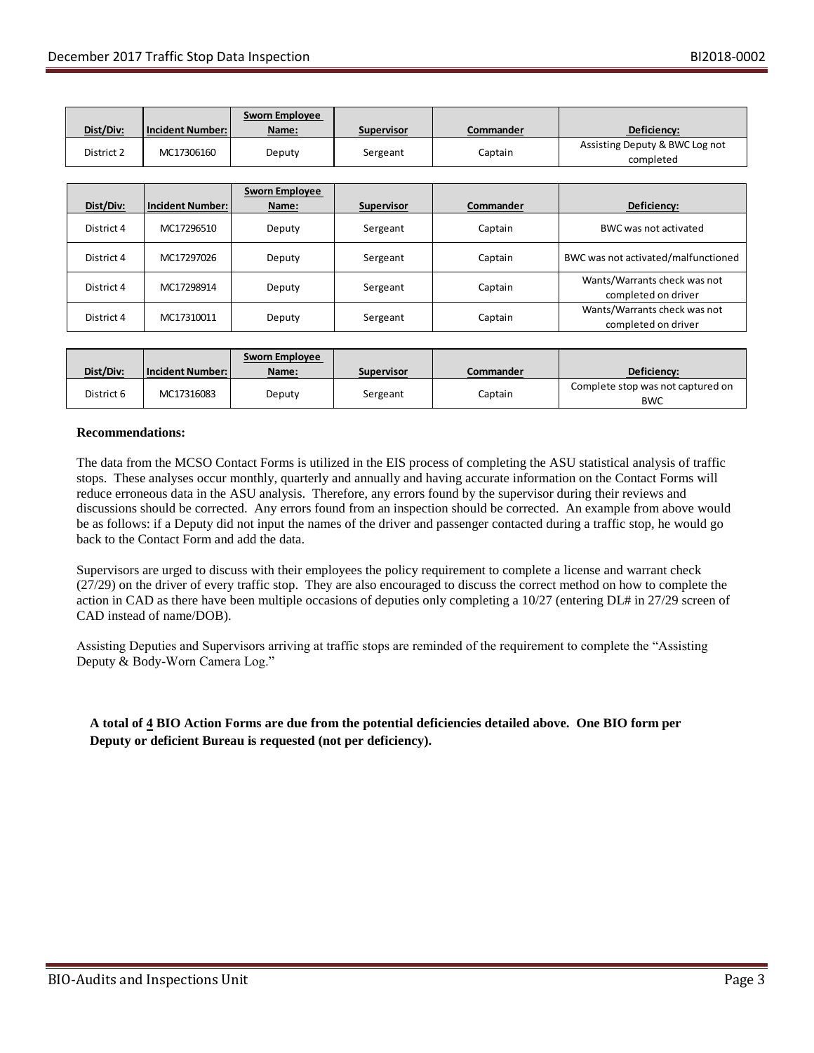| Dist/Div: | Incident Number: | Sworn Employee Name: | Supervisor | Commander | Deficiency: |
|---|---|---|---|---|---|
| District 2 | MC17306160 | Deputy | Sergeant | Captain | Assisting Deputy & BWC Log not completed |

| Dist/Div: | Incident Number: | Sworn Employee Name: | Supervisor | Commander | Deficiency: |
|---|---|---|---|---|---|
| District 4 | MC17296510 | Deputy | Sergeant | Captain | BWC was not activated |
| District 4 | MC17297026 | Deputy | Sergeant | Captain | BWC was not activated/malfunctioned |
| District 4 | MC17298914 | Deputy | Sergeant | Captain | Wants/Warrants check was not completed on driver |
| District 4 | MC17310011 | Deputy | Sergeant | Captain | Wants/Warrants check was not completed on driver |

| Dist/Div: | Incident Number: | Sworn Employee Name: | Supervisor | Commander | Deficiency: |
|---|---|---|---|---|---|
| District 6 | MC17316083 | Deputy | Sergeant | Captain | Complete stop was not captured on BWC |

**Recommendations:**

The data from the MCSO Contact Forms is utilized in the EIS process of completing the ASU statistical analysis of traffic stops. These analyses occur monthly, quarterly and annually and having accurate information on the Contact Forms will reduce erroneous data in the ASU analysis. Therefore, any errors found by the supervisor during their reviews and discussions should be corrected. Any errors found from an inspection should be corrected. An example from above would be as follows: if a Deputy did not input the names of the driver and passenger contacted during a traffic stop, he would go back to the Contact Form and add the data.

Supervisors are urged to discuss with their employees the policy requirement to complete a license and warrant check (27/29) on the driver of every traffic stop. They are also encouraged to discuss the correct method on how to complete the action in CAD as there have been multiple occasions of deputies only completing a 10/27 (entering DL# in 27/29 screen of CAD instead of name/DOB).

Assisting Deputies and Supervisors arriving at traffic stops are reminded of the requirement to complete the "Assisting Deputy & Body-Worn Camera Log."

**A total of 4 BIO Action Forms are due from the potential deficiencies detailed above. One BIO form per Deputy or deficient Bureau is requested (not per deficiency).**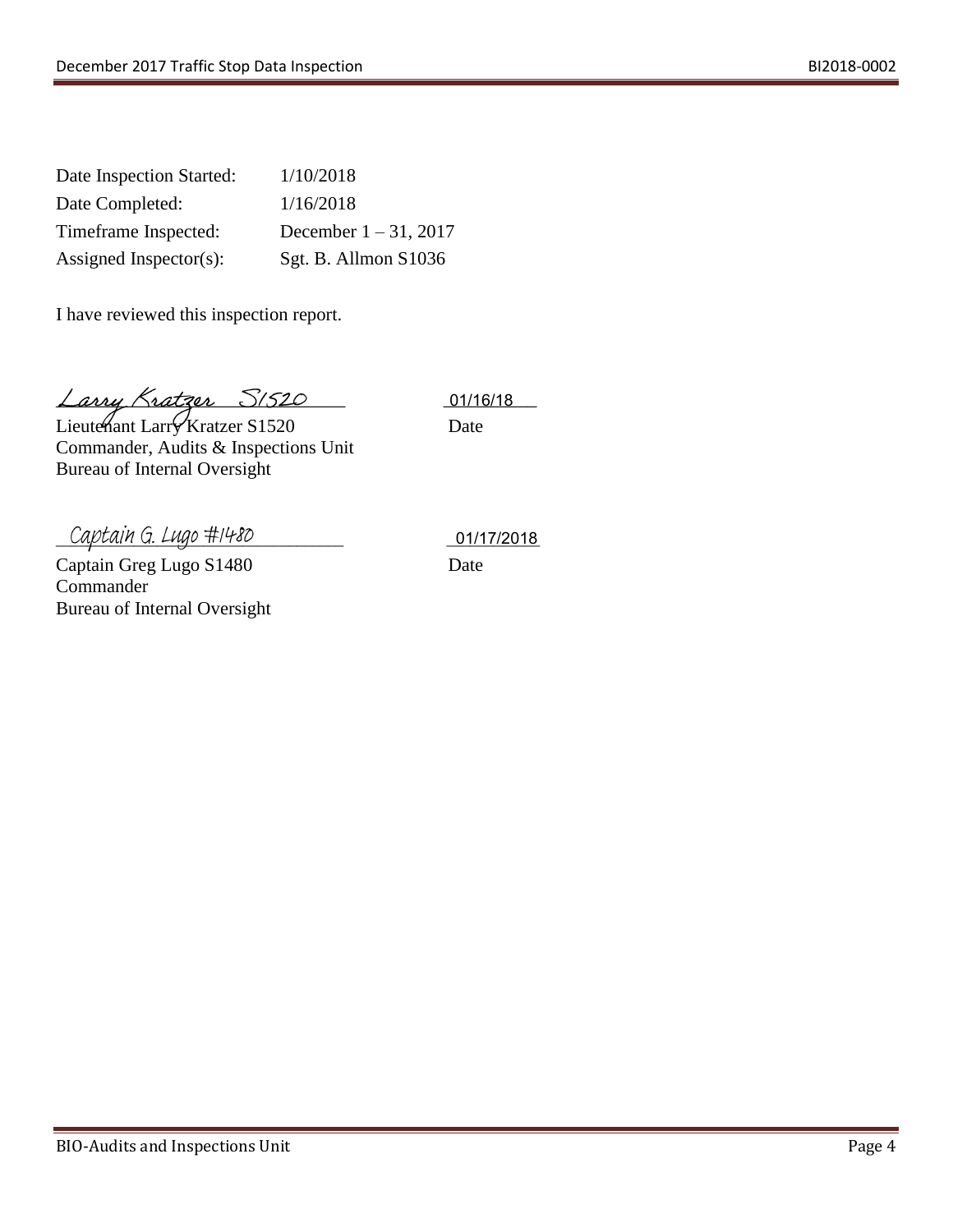| | |
|---|---|
| Date Inspection Started: | 1/10/2018 |
| Date Completed: | 1/16/2018 |
| Timeframe Inspected: | December 1 – 31, 2017 |
| Assigned Inspector(s): | Sgt. B. Allmon S1036 |

I have reviewed this inspection report.

Larry Kratzer S1520 — 01/16/18

Lieutenant Larry Kratzer S1520 — Date
Commander, Audits & Inspections Unit
Bureau of Internal Oversight

Captain G. Lugo #1480 — 01/17/2018

Captain Greg Lugo S1480 — Date
Commander
Bureau of Internal Oversight